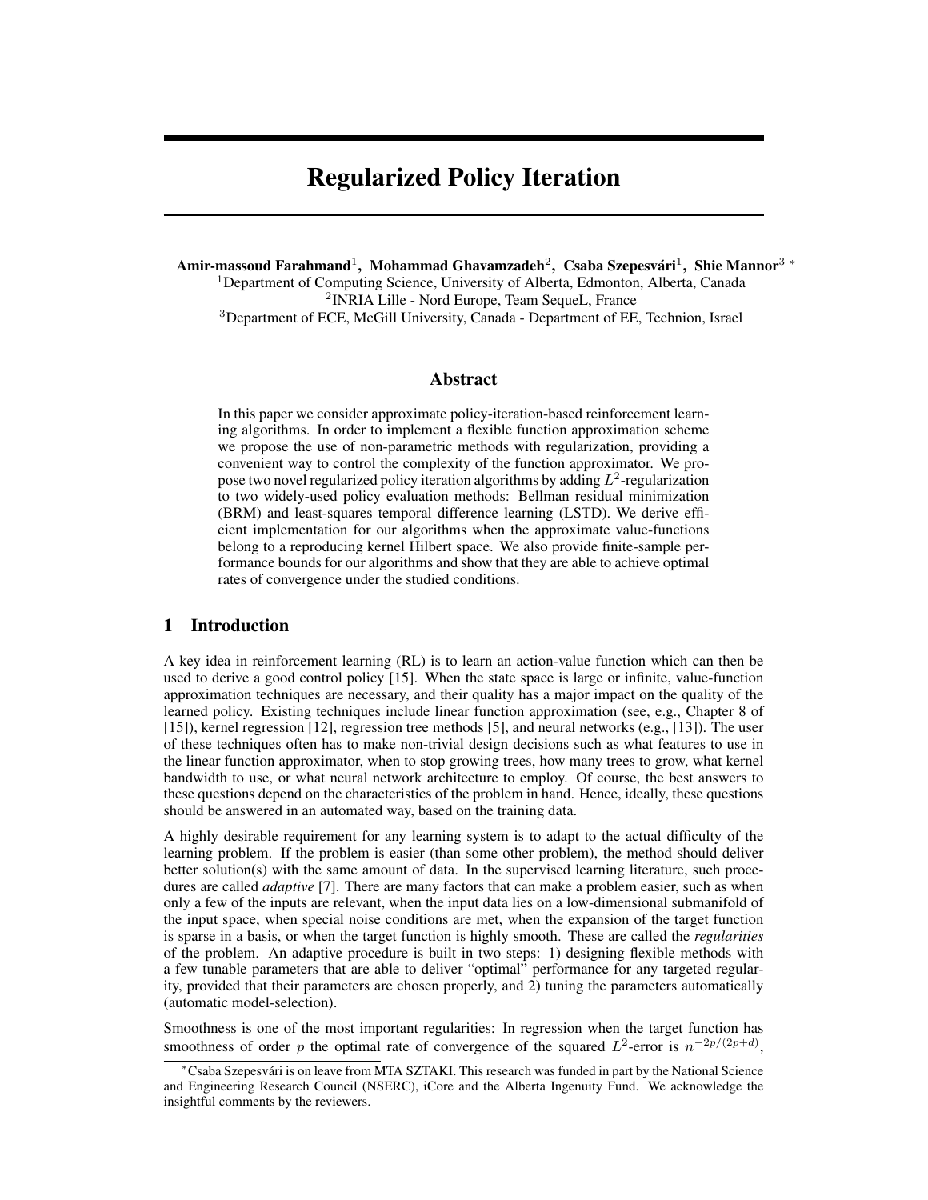# Regularized Policy Iteration

**Amir-massoud Farahmand**[1], **Mohammad Ghavamzadeh**[2], **Csaba Szepesvári**[1], **Shie Mannor**[3] [*]

[1]Department of Computing Science, University of Alberta, Edmonton, Alberta, Canada
[2]INRIA Lille - Nord Europe, Team SequeL, France
[3]Department of ECE, McGill University, Canada - Department of EE, Technion, Israel

## Abstract

In this paper we consider approximate policy-iteration-based reinforcement learning algorithms. In order to implement a flexible function approximation scheme we propose the use of non-parametric methods with regularization, providing a convenient way to control the complexity of the function approximator. We propose two novel regularized policy iteration algorithms by adding $L^2$-regularization to two widely-used policy evaluation methods: Bellman residual minimization (BRM) and least-squares temporal difference learning (LSTD). We derive efficient implementation for our algorithms when the approximate value-functions belong to a reproducing kernel Hilbert space. We also provide finite-sample performance bounds for our algorithms and show that they are able to achieve optimal rates of convergence under the studied conditions.

## 1 Introduction

A key idea in reinforcement learning (RL) is to learn an action-value function which can then be used to derive a good control policy [15]. When the state space is large or infinite, value-function approximation techniques are necessary, and their quality has a major impact on the quality of the learned policy. Existing techniques include linear function approximation (see, e.g., Chapter 8 of [15]), kernel regression [12], regression tree methods [5], and neural networks (e.g., [13]). The user of these techniques often has to make non-trivial design decisions such as what features to use in the linear function approximator, when to stop growing trees, how many trees to grow, what kernel bandwidth to use, or what neural network architecture to employ. Of course, the best answers to these questions depend on the characteristics of the problem in hand. Hence, ideally, these questions should be answered in an automated way, based on the training data.

A highly desirable requirement for any learning system is to adapt to the actual difficulty of the learning problem. If the problem is easier (than some other problem), the method should deliver better solution(s) with the same amount of data. In the supervised learning literature, such procedures are called *adaptive* [7]. There are many factors that can make a problem easier, such as when only a few of the inputs are relevant, when the input data lies on a low-dimensional submanifold of the input space, when special noise conditions are met, when the expansion of the target function is sparse in a basis, or when the target function is highly smooth. These are called the *regularities* of the problem. An adaptive procedure is built in two steps: 1) designing flexible methods with a few tunable parameters that are able to deliver "optimal" performance for any targeted regularity, provided that their parameters are chosen properly, and 2) tuning the parameters automatically (automatic model-selection).

Smoothness is one of the most important regularities: In regression when the target function has smoothness of order $p$ the optimal rate of convergence of the squared $L^2$-error is $n^{-2p/(2p+d)}$,

[*]Csaba Szepesvári is on leave from MTA SZTAKI. This research was funded in part by the National Science and Engineering Research Council (NSERC), iCore and the Alberta Ingenuity Fund. We acknowledge the insightful comments by the reviewers.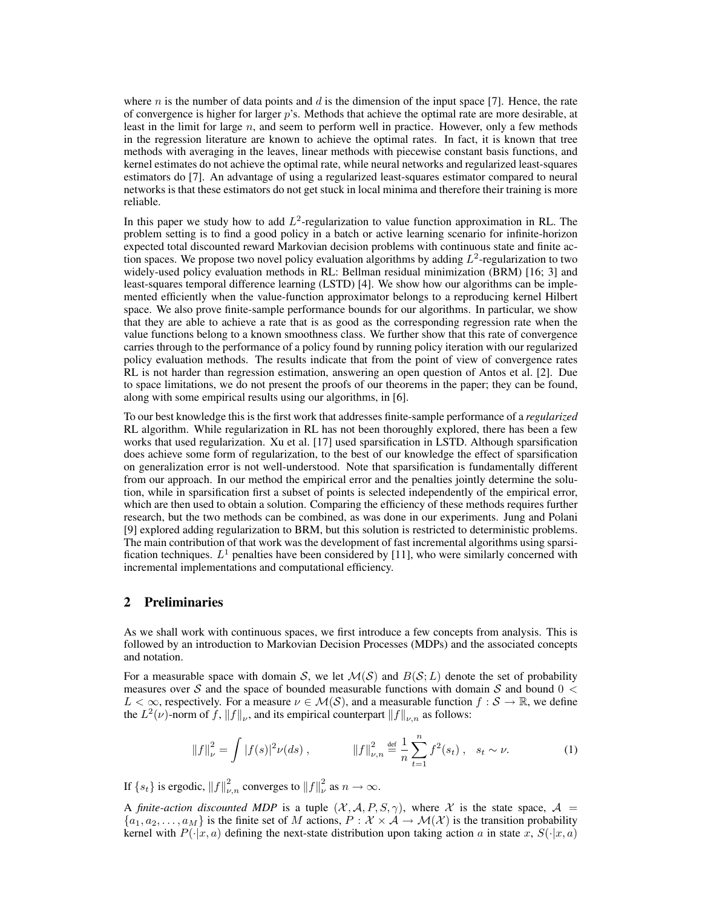where $n$ is the number of data points and $d$ is the dimension of the input space [7]. Hence, the rate of convergence is higher for larger $p$'s. Methods that achieve the optimal rate are more desirable, at least in the limit for large $n$, and seem to perform well in practice. However, only a few methods in the regression literature are known to achieve the optimal rates. In fact, it is known that tree methods with averaging in the leaves, linear methods with piecewise constant basis functions, and kernel estimates do not achieve the optimal rate, while neural networks and regularized least-squares estimators do [7]. An advantage of using a regularized least-squares estimator compared to neural networks is that these estimators do not get stuck in local minima and therefore their training is more reliable.

In this paper we study how to add $L^2$-regularization to value function approximation in RL. The problem setting is to find a good policy in a batch or active learning scenario for infinite-horizon expected total discounted reward Markovian decision problems with continuous state and finite action spaces. We propose two novel policy evaluation algorithms by adding $L^2$-regularization to two widely-used policy evaluation methods in RL: Bellman residual minimization (BRM) [16; 3] and least-squares temporal difference learning (LSTD) [4]. We show how our algorithms can be implemented efficiently when the value-function approximator belongs to a reproducing kernel Hilbert space. We also prove finite-sample performance bounds for our algorithms. In particular, we show that they are able to achieve a rate that is as good as the corresponding regression rate when the value functions belong to a known smoothness class. We further show that this rate of convergence carries through to the performance of a policy found by running policy iteration with our regularized policy evaluation methods. The results indicate that from the point of view of convergence rates RL is not harder than regression estimation, answering an open question of Antos et al. [2]. Due to space limitations, we do not present the proofs of our theorems in the paper; they can be found, along with some empirical results using our algorithms, in [6].

To our best knowledge this is the first work that addresses finite-sample performance of a *regularized* RL algorithm. While regularization in RL has not been thoroughly explored, there has been a few works that used regularization. Xu et al. [17] used sparsification in LSTD. Although sparsification does achieve some form of regularization, to the best of our knowledge the effect of sparsification on generalization error is not well-understood. Note that sparsification is fundamentally different from our approach. In our method the empirical error and the penalties jointly determine the solution, while in sparsification first a subset of points is selected independently of the empirical error, which are then used to obtain a solution. Comparing the efficiency of these methods requires further research, but the two methods can be combined, as was done in our experiments. Jung and Polani [9] explored adding regularization to BRM, but this solution is restricted to deterministic problems. The main contribution of that work was the development of fast incremental algorithms using sparsification techniques. $L^1$ penalties have been considered by [11], who were similarly concerned with incremental implementations and computational efficiency.

## 2 Preliminaries

As we shall work with continuous spaces, we first introduce a few concepts from analysis. This is followed by an introduction to Markovian Decision Processes (MDPs) and the associated concepts and notation.

For a measurable space with domain $\mathcal{S}$, we let $\mathcal{M}(\mathcal{S})$ and $B(\mathcal{S}; L)$ denote the set of probability measures over $\mathcal{S}$ and the space of bounded measurable functions with domain $\mathcal{S}$ and bound $0 < L < \infty$, respectively. For a measure $\nu \in \mathcal{M}(\mathcal{S})$, and a measurable function $f : \mathcal{S} \to \mathbb{R}$, we define the $L^2(\nu)$-norm of $f$, $\|f\|_\nu$, and its empirical counterpart $\|f\|_{\nu,n}$ as follows:

$$\|f\|_\nu^2 = \int |f(s)|^2 \nu(ds) , \qquad \|f\|_{\nu,n}^2 \stackrel{\text{def}}{=} \frac{1}{n} \sum_{t=1}^{n} f^2(s_t) , \quad s_t \sim \nu. \tag{1}$$

If $\{s_t\}$ is ergodic, $\|f\|_{\nu,n}^2$ converges to $\|f\|_\nu^2$ as $n \to \infty$.

A *finite-action discounted MDP* is a tuple $(\mathcal{X}, \mathcal{A}, P, S, \gamma)$, where $\mathcal{X}$ is the state space, $\mathcal{A} = \{a_1, a_2, \ldots, a_M\}$ is the finite set of $M$ actions, $P : \mathcal{X} \times \mathcal{A} \to \mathcal{M}(\mathcal{X})$ is the transition probability kernel with $P(\cdot|x, a)$ defining the next-state distribution upon taking action $a$ in state $x$, $S(\cdot|x, a)$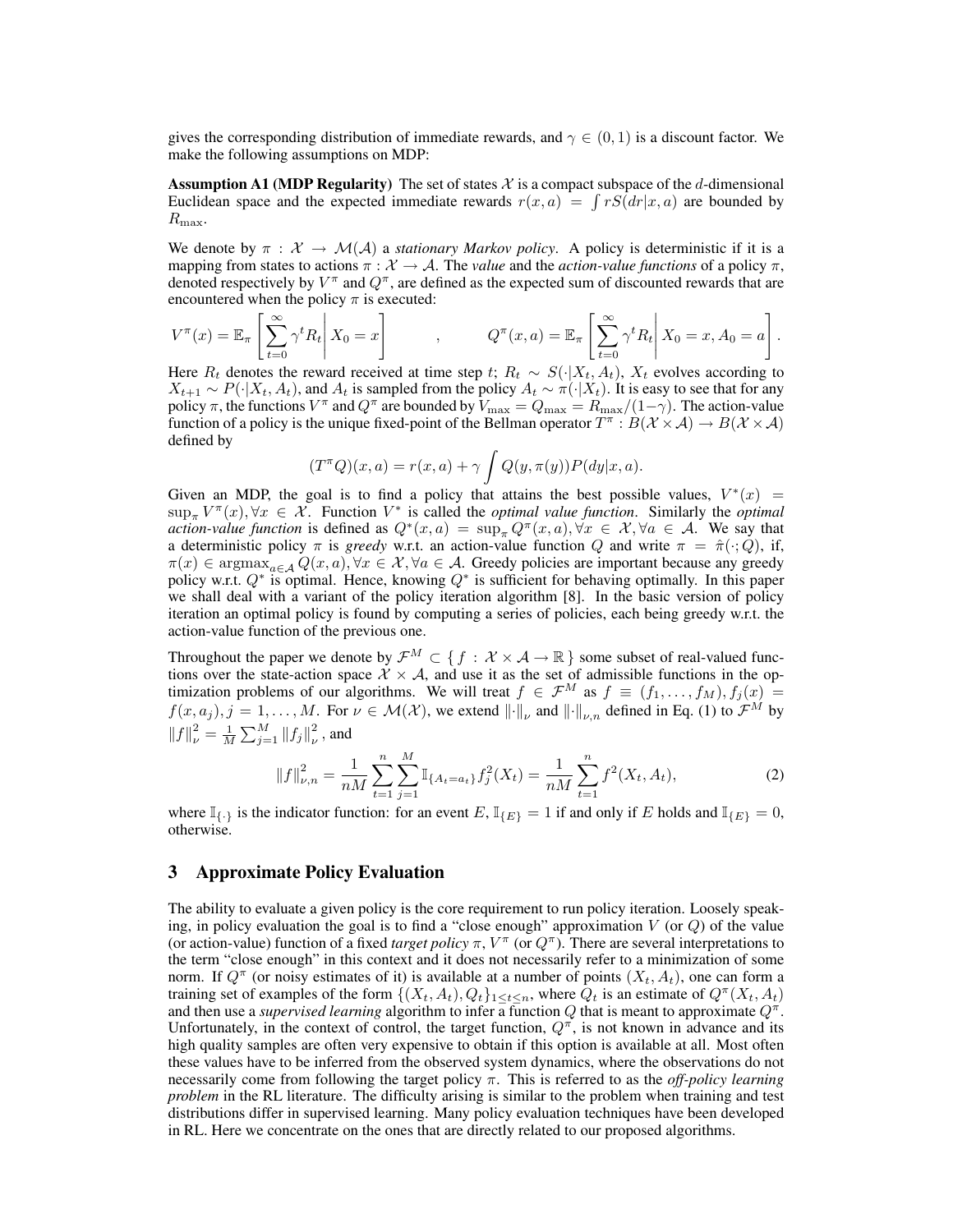gives the corresponding distribution of immediate rewards, and $\gamma \in (0, 1)$ is a discount factor. We make the following assumptions on MDP:

**Assumption A1 (MDP Regularity)** The set of states $\mathcal{X}$ is a compact subspace of the $d$-dimensional Euclidean space and the expected immediate rewards $r(x, a) = \int r S(dr|x, a)$ are bounded by $R_{\max}$.

We denote by $\pi : \mathcal{X} \to \mathcal{M}(\mathcal{A})$ a *stationary Markov policy*. A policy is deterministic if it is a mapping from states to actions $\pi : \mathcal{X} \to \mathcal{A}$. The *value* and the *action-value functions* of a policy $\pi$, denoted respectively by $V^\pi$ and $Q^\pi$, are defined as the expected sum of discounted rewards that are encountered when the policy $\pi$ is executed:

$$V^\pi(x) = \mathbb{E}_\pi \left[ \sum_{t=0}^{\infty} \gamma^t R_t \middle| X_0 = x \right] \quad , \quad Q^\pi(x, a) = \mathbb{E}_\pi \left[ \sum_{t=0}^{\infty} \gamma^t R_t \middle| X_0 = x, A_0 = a \right].$$

Here $R_t$ denotes the reward received at time step $t$; $R_t \sim S(\cdot|X_t, A_t)$, $X_t$ evolves according to $X_{t+1} \sim P(\cdot|X_t, A_t)$, and $A_t$ is sampled from the policy $A_t \sim \pi(\cdot|X_t)$. It is easy to see that for any policy $\pi$, the functions $V^\pi$ and $Q^\pi$ are bounded by $V_{\max} = Q_{\max} = R_{\max}/(1-\gamma)$. The action-value function of a policy is the unique fixed-point of the Bellman operator $T^\pi : B(\mathcal{X} \times \mathcal{A}) \to B(\mathcal{X} \times \mathcal{A})$ defined by

$$(T^\pi Q)(x, a) = r(x, a) + \gamma \int Q(y, \pi(y)) P(dy|x, a).$$

Given an MDP, the goal is to find a policy that attains the best possible values, $V^*(x) = \sup_\pi V^\pi(x), \forall x \in \mathcal{X}$. Function $V^*$ is called the *optimal value function*. Similarly the *optimal action-value function* is defined as $Q^*(x, a) = \sup_\pi Q^\pi(x, a), \forall x \in \mathcal{X}, \forall a \in \mathcal{A}$. We say that a deterministic policy $\pi$ is *greedy* w.r.t. an action-value function $Q$ and write $\pi = \hat{\pi}(\cdot; Q)$, if, $\pi(x) \in \operatorname{argmax}_{a \in \mathcal{A}} Q(x, a), \forall x \in \mathcal{X}, \forall a \in \mathcal{A}$. Greedy policies are important because any greedy policy w.r.t. $Q^*$ is optimal. Hence, knowing $Q^*$ is sufficient for behaving optimally. In this paper we shall deal with a variant of the policy iteration algorithm [8]. In the basic version of policy iteration an optimal policy is found by computing a series of policies, each being greedy w.r.t. the action-value function of the previous one.

Throughout the paper we denote by $\mathcal{F}^M \subset \{ f : \mathcal{X} \times \mathcal{A} \to \mathbb{R} \}$ some subset of real-valued functions over the state-action space $\mathcal{X} \times \mathcal{A}$, and use it as the set of admissible functions in the optimization problems of our algorithms. We will treat $f \in \mathcal{F}^M$ as $f \equiv (f_1, \ldots, f_M), f_j(x) = f(x, a_j), j = 1, \ldots, M$. For $\nu \in \mathcal{M}(\mathcal{X})$, we extend $\|\cdot\|_\nu$ and $\|\cdot\|_{\nu,n}$ defined in Eq. (1) to $\mathcal{F}^M$ by $\|f\|_\nu^2 = \frac{1}{M} \sum_{j=1}^{M} \|f_j\|_\nu^2$, and

$$\|f\|_{\nu,n}^2 = \frac{1}{nM} \sum_{t=1}^{n} \sum_{j=1}^{M} \mathbb{I}_{\{A_t = a_t\}} f_j^2(X_t) = \frac{1}{nM} \sum_{t=1}^{n} f^2(X_t, A_t), \tag{2}$$

where $\mathbb{I}_{\{\cdot\}}$ is the indicator function: for an event $E$, $\mathbb{I}_{\{E\}} = 1$ if and only if $E$ holds and $\mathbb{I}_{\{E\}} = 0$, otherwise.

## 3 Approximate Policy Evaluation

The ability to evaluate a given policy is the core requirement to run policy iteration. Loosely speaking, in policy evaluation the goal is to find a "close enough" approximation $V$ (or $Q$) of the value (or action-value) function of a fixed *target policy* $\pi$, $V^\pi$ (or $Q^\pi$). There are several interpretations to the term "close enough" in this context and it does not necessarily refer to a minimization of some norm. If $Q^\pi$ (or noisy estimates of it) is available at a number of points $(X_t, A_t)$, one can form a training set of examples of the form $\{(X_t, A_t), Q_t\}_{1 \le t \le n}$, where $Q_t$ is an estimate of $Q^\pi(X_t, A_t)$ and then use a *supervised learning* algorithm to infer a function $Q$ that is meant to approximate $Q^\pi$. Unfortunately, in the context of control, the target function, $Q^\pi$, is not known in advance and its high quality samples are often very expensive to obtain if this option is available at all. Most often these values have to be inferred from the observed system dynamics, where the observations do not necessarily come from following the target policy $\pi$. This is referred to as the *off-policy learning problem* in the RL literature. The difficulty arising is similar to the problem when training and test distributions differ in supervised learning. Many policy evaluation techniques have been developed in RL. Here we concentrate on the ones that are directly related to our proposed algorithms.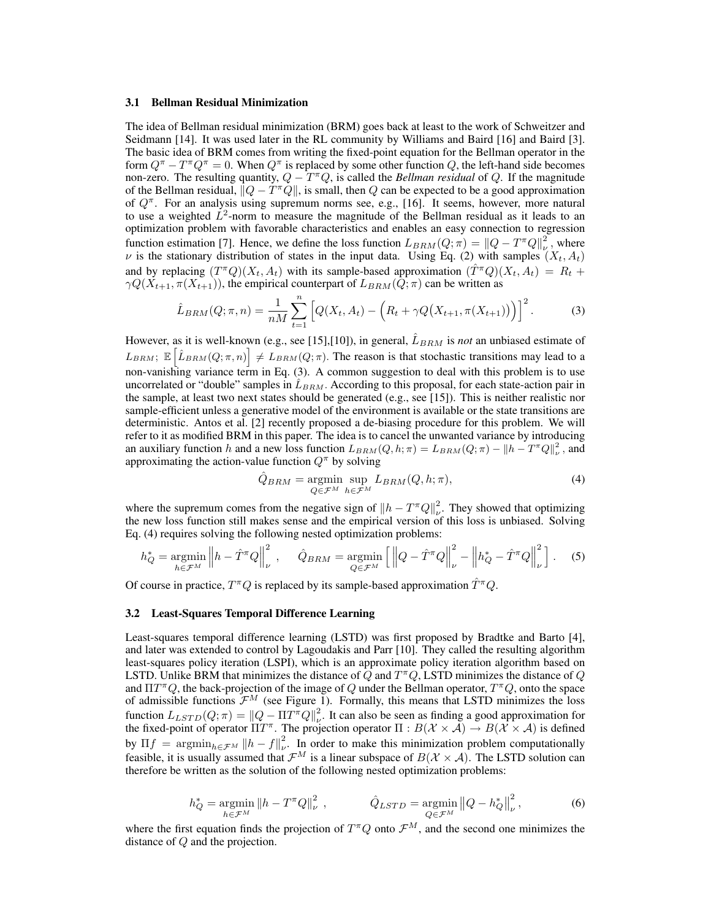### 3.1 Bellman Residual Minimization

The idea of Bellman residual minimization (BRM) goes back at least to the work of Schweitzer and Seidmann [14]. It was used later in the RL community by Williams and Baird [16] and Baird [3]. The basic idea of BRM comes from writing the fixed-point equation for the Bellman operator in the form $Q^\pi - T^\pi Q^\pi = 0$. When $Q^\pi$ is replaced by some other function $Q$, the left-hand side becomes non-zero. The resulting quantity, $Q - T^\pi Q$, is called the *Bellman residual* of $Q$. If the magnitude of the Bellman residual, $\|Q - T^\pi Q\|$, is small, then $Q$ can be expected to be a good approximation of $Q^\pi$. For an analysis using supremum norms see, e.g., [16]. It seems, however, more natural to use a weighted $L^2$-norm to measure the magnitude of the Bellman residual as it leads to an optimization problem with favorable characteristics and enables an easy connection to regression function estimation [7]. Hence, we define the loss function $L_{BRM}(Q;\pi) = \|Q - T^\pi Q\|_\nu^2$, where $\nu$ is the stationary distribution of states in the input data. Using Eq. (2) with samples $(X_t, A_t)$ and by replacing $(T^\pi Q)(X_t, A_t)$ with its sample-based approximation $(\hat{T}^\pi Q)(X_t, A_t) = R_t + \gamma Q(X_{t+1}, \pi(X_{t+1}))$, the empirical counterpart of $L_{BRM}(Q;\pi)$ can be written as

$$\hat{L}_{BRM}(Q;\pi,n) = \frac{1}{nM}\sum_{t=1}^{n}\Big[Q(X_t, A_t) - \Big(R_t + \gamma Q\big(X_{t+1}, \pi(X_{t+1})\big)\Big)\Big]^2. \tag{3}$$

However, as it is well-known (e.g., see [15],[10]), in general, $\hat{L}_{BRM}$ is *not* an unbiased estimate of $L_{BRM}$; $\mathbb{E}\Big[\hat{L}_{BRM}(Q;\pi,n)\Big] \neq L_{BRM}(Q;\pi)$. The reason is that stochastic transitions may lead to a non-vanishing variance term in Eq. (3). A common suggestion to deal with this problem is to use uncorrelated or "double" samples in $\hat{L}_{BRM}$. According to this proposal, for each state-action pair in the sample, at least two next states should be generated (e.g., see [15]). This is neither realistic nor sample-efficient unless a generative model of the environment is available or the state transitions are deterministic. Antos et al. [2] recently proposed a de-biasing procedure for this problem. We will refer to it as modified BRM in this paper. The idea is to cancel the unwanted variance by introducing an auxiliary function $h$ and a new loss function $L_{BRM}(Q,h;\pi) = L_{BRM}(Q;\pi) - \|h - T^\pi Q\|_\nu^2$, and approximating the action-value function $Q^\pi$ by solving

$$\hat{Q}_{BRM} = \operatorname*{argmin}_{Q\in\mathcal{F}^M}\ \sup_{h\in\mathcal{F}^M} L_{BRM}(Q,h;\pi), \tag{4}$$

where the supremum comes from the negative sign of $\|h - T^\pi Q\|_\nu^2$. They showed that optimizing the new loss function still makes sense and the empirical version of this loss is unbiased. Solving Eq. (4) requires solving the following nested optimization problems:

$$h_Q^* = \operatorname*{argmin}_{h\in\mathcal{F}^M}\left\|h - \hat{T}^\pi Q\right\|_\nu^2, \qquad \hat{Q}_{BRM} = \operatorname*{argmin}_{Q\in\mathcal{F}^M}\left[\ \left\|Q - \hat{T}^\pi Q\right\|_\nu^2 - \left\|h_Q^* - \hat{T}^\pi Q\right\|_\nu^2\ \right]. \tag{5}$$

Of course in practice, $T^\pi Q$ is replaced by its sample-based approximation $\hat{T}^\pi Q$.

### 3.2 Least-Squares Temporal Difference Learning

Least-squares temporal difference learning (LSTD) was first proposed by Bradtke and Barto [4], and later was extended to control by Lagoudakis and Parr [10]. They called the resulting algorithm least-squares policy iteration (LSPI), which is an approximate policy iteration algorithm based on LSTD. Unlike BRM that minimizes the distance of $Q$ and $T^\pi Q$, LSTD minimizes the distance of $Q$ and $\Pi T^\pi Q$, the back-projection of the image of $Q$ under the Bellman operator, $T^\pi Q$, onto the space of admissible functions $\mathcal{F}^M$ (see Figure 1). Formally, this means that LSTD minimizes the loss function $L_{LSTD}(Q;\pi) = \|Q - \Pi T^\pi Q\|_\nu^2$. It can also be seen as finding a good approximation for the fixed-point of operator $\Pi T^\pi$. The projection operator $\Pi : B(\mathcal{X}\times\mathcal{A}) \to B(\mathcal{X}\times\mathcal{A})$ is defined by $\Pi f = \operatorname{argmin}_{h\in\mathcal{F}^M}\|h - f\|_\nu^2$. In order to make this minimization problem computationally feasible, it is usually assumed that $\mathcal{F}^M$ is a linear subspace of $B(\mathcal{X}\times\mathcal{A})$. The LSTD solution can therefore be written as the solution of the following nested optimization problems:

$$h_Q^* = \operatorname*{argmin}_{h\in\mathcal{F}^M}\|h - T^\pi Q\|_\nu^2, \qquad \hat{Q}_{LSTD} = \operatorname*{argmin}_{Q\in\mathcal{F}^M}\left\|Q - h_Q^*\right\|_\nu^2, \tag{6}$$

where the first equation finds the projection of $T^\pi Q$ onto $\mathcal{F}^M$, and the second one minimizes the distance of $Q$ and the projection.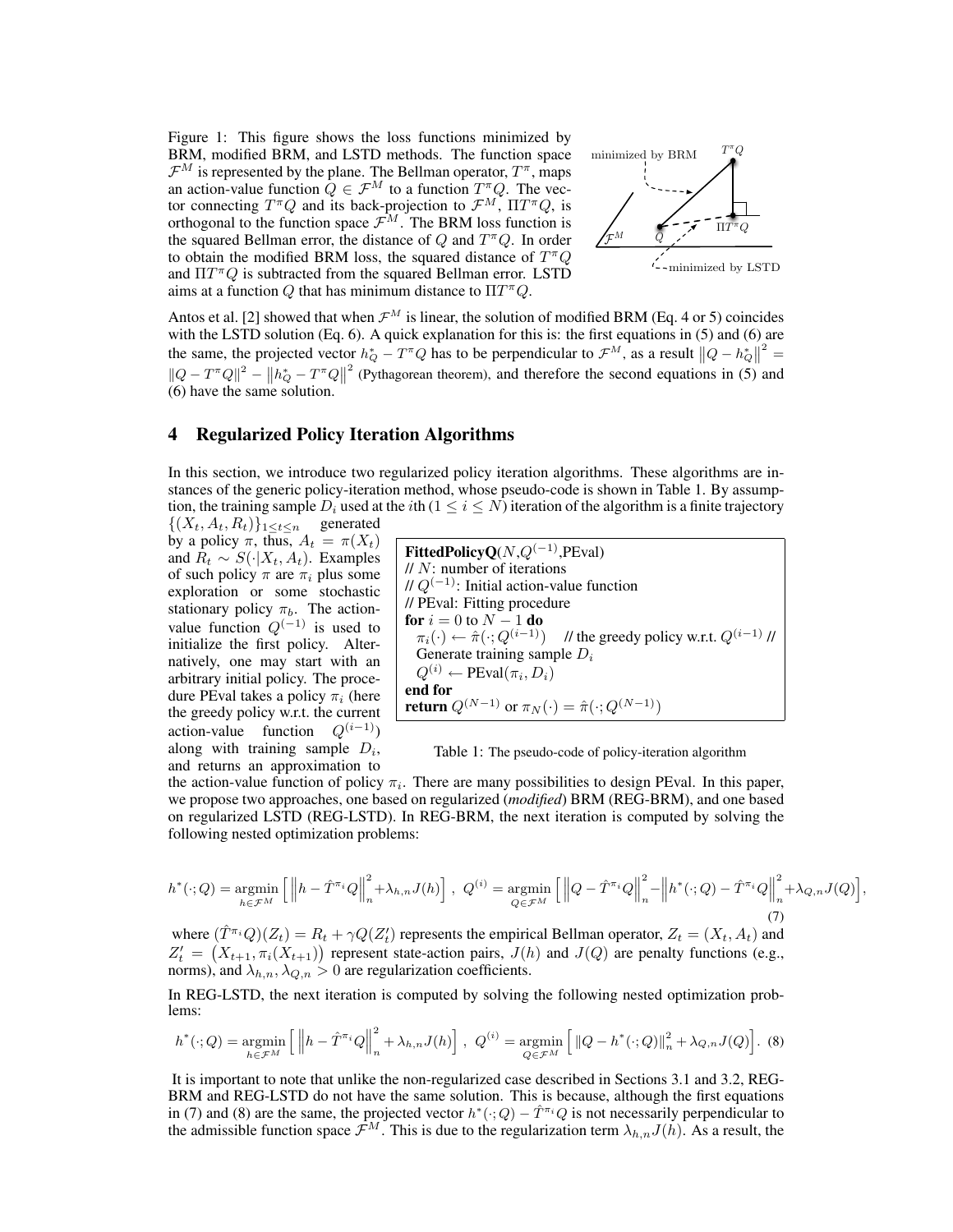Figure 1: This figure shows the loss functions minimized by BRM, modified BRM, and LSTD methods. The function space $\mathcal{F}^M$ is represented by the plane. The Bellman operator, $T^\pi$, maps an action-value function $Q \in \mathcal{F}^M$ to a function $T^\pi Q$. The vector connecting $T^\pi Q$ and its back-projection to $\mathcal{F}^M$, $\Pi T^\pi Q$, is orthogonal to the function space $\mathcal{F}^M$. The BRM loss function is the squared Bellman error, the distance of $Q$ and $T^\pi Q$. In order to obtain the modified BRM loss, the squared distance of $T^\pi Q$ and $\Pi T^\pi Q$ is subtracted from the squared Bellman error. LSTD aims at a function $Q$ that has minimum distance to $\Pi T^\pi Q$.

Antos et al. [2] showed that when $\mathcal{F}^M$ is linear, the solution of modified BRM (Eq. 4 or 5) coincides with the LSTD solution (Eq. 6). A quick explanation for this is: the first equations in (5) and (6) are the same, the projected vector $h_Q^* - T^\pi Q$ has to be perpendicular to $\mathcal{F}^M$, as a result $\|Q - h_Q^*\|^2 = \|Q - T^\pi Q\|^2 - \|h_Q^* - T^\pi Q\|^2$ (Pythagorean theorem), and therefore the second equations in (5) and (6) have the same solution.

## 4 Regularized Policy Iteration Algorithms

In this section, we introduce two regularized policy iteration algorithms. These algorithms are instances of the generic policy-iteration method, whose pseudo-code is shown in Table 1. By assumption, the training sample $D_i$ used at the $i$th ($1 \le i \le N$) iteration of the algorithm is a finite trajectory $\{(X_t, A_t, R_t)\}_{1 \le t \le n}$ generated by a policy $\pi$, thus, $A_t = \pi(X_t)$ and $R_t \sim S(\cdot|X_t, A_t)$. Examples of such policy $\pi$ are $\pi_i$ plus some exploration or some stochastic stationary policy $\pi_b$. The action-value function $Q^{(-1)}$ is used to initialize the first policy. Alternatively, one may start with an arbitrary initial policy. The procedure PEval takes a policy $\pi_i$ (here the greedy policy w.r.t. the current action-value function $Q^{(i-1)}$) along with training sample $D_i$, and returns an approximation to the action-value function of policy $\pi_i$. There are many possibilities to design PEval. In this paper, we propose two approaches, one based on regularized (*modified*) BRM (REG-BRM), and one based on regularized LSTD (REG-LSTD). In REG-BRM, the next iteration is computed by solving the following nested optimization problems:

```
FittedPolicyQ(N, Q^(-1), PEval)
// N: number of iterations
// Q^(-1): Initial action-value function
// PEval: Fitting procedure
for i = 0 to N - 1 do
  π_i(·) ← π̂(·; Q^(i-1))   // the greedy policy w.r.t. Q^(i-1) //
  Generate training sample D_i
  Q^(i) ← PEval(π_i, D_i)
end for
return Q^(N-1) or π_N(·) = π̂(·; Q^(N-1))
```

Table 1: The pseudo-code of policy-iteration algorithm

$$h^*(\cdot;Q) = \underset{h \in \mathcal{F}^M}{\operatorname{argmin}} \Big[ \Big\| h - \hat{T}^{\pi_i} Q \Big\|_n^2 + \lambda_{h,n} J(h) \Big] \,,\ Q^{(i)} = \underset{Q \in \mathcal{F}^M}{\operatorname{argmin}} \Big[ \Big\| Q - \hat{T}^{\pi_i} Q \Big\|_n^2 - \Big\| h^*(\cdot;Q) - \hat{T}^{\pi_i} Q \Big\|_n^2 + \lambda_{Q,n} J(Q) \Big], \tag{7}$$

where $(\hat{T}^{\pi_i} Q)(Z_t) = R_t + \gamma Q(Z_t')$ represents the empirical Bellman operator, $Z_t = (X_t, A_t)$ and $Z_t' = \big(X_{t+1}, \pi_i(X_{t+1})\big)$ represent state-action pairs, $J(h)$ and $J(Q)$ are penalty functions (e.g., norms), and $\lambda_{h,n}, \lambda_{Q,n} > 0$ are regularization coefficients.

In REG-LSTD, the next iteration is computed by solving the following nested optimization problems:

$$h^*(\cdot;Q) = \underset{h \in \mathcal{F}^M}{\operatorname{argmin}} \Big[ \Big\| h - \hat{T}^{\pi_i} Q \Big\|_n^2 + \lambda_{h,n} J(h) \Big] \,,\ Q^{(i)} = \underset{Q \in \mathcal{F}^M}{\operatorname{argmin}} \Big[ \| Q - h^*(\cdot;Q) \|_n^2 + \lambda_{Q,n} J(Q) \Big]. \tag{8}$$

It is important to note that unlike the non-regularized case described in Sections 3.1 and 3.2, REG-BRM and REG-LSTD do not have the same solution. This is because, although the first equations in (7) and (8) are the same, the projected vector $h^*(\cdot;Q) - \hat{T}^{\pi_i} Q$ is not necessarily perpendicular to the admissible function space $\mathcal{F}^M$. This is due to the regularization term $\lambda_{h,n} J(h)$. As a result, the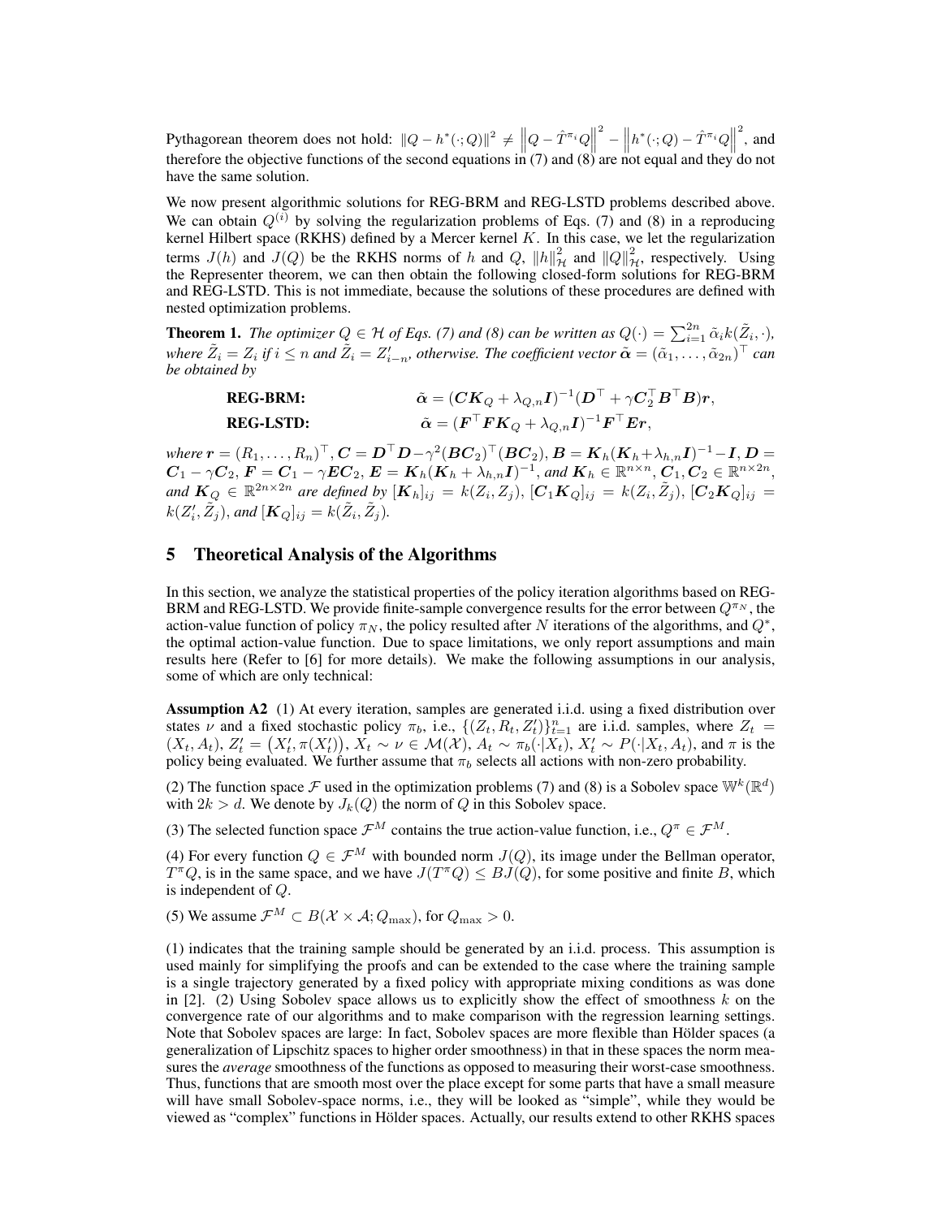Pythagorean theorem does not hold: $\|Q - h^*(\cdot; Q)\|^2 \neq \left\|Q - \hat{T}^{\pi_i} Q\right\|^2 - \left\|h^*(\cdot; Q) - \hat{T}^{\pi_i} Q\right\|^2$, and therefore the objective functions of the second equations in (7) and (8) are not equal and they do not have the same solution.

We now present algorithmic solutions for REG-BRM and REG-LSTD problems described above. We can obtain $Q^{(i)}$ by solving the regularization problems of Eqs. (7) and (8) in a reproducing kernel Hilbert space (RKHS) defined by a Mercer kernel $K$. In this case, we let the regularization terms $J(h)$ and $J(Q)$ be the RKHS norms of $h$ and $Q$, $\|h\|_{\mathcal{H}}^2$ and $\|Q\|_{\mathcal{H}}^2$, respectively. Using the Representer theorem, we can then obtain the following closed-form solutions for REG-BRM and REG-LSTD. This is not immediate, because the solutions of these procedures are defined with nested optimization problems.

**Theorem 1.** *The optimizer $Q \in \mathcal{H}$ of Eqs. (7) and (8) can be written as $Q(\cdot) = \sum_{i=1}^{2n} \tilde{\alpha}_i k(\tilde{Z}_i, \cdot)$, where $\tilde{Z}_i = Z_i$ if $i \leq n$ and $\tilde{Z}_i = Z'_{i-n}$, otherwise. The coefficient vector $\tilde{\boldsymbol{\alpha}} = (\tilde{\alpha}_1, \ldots, \tilde{\alpha}_{2n})^\top$ can be obtained by*

$$\textbf{REG-BRM:} \qquad \tilde{\boldsymbol{\alpha}} = (\boldsymbol{C}\boldsymbol{K}_Q + \lambda_{Q,n}\boldsymbol{I})^{-1}(\boldsymbol{D}^\top + \gamma \boldsymbol{C}_2^\top \boldsymbol{B}^\top \boldsymbol{B})\boldsymbol{r},$$

$$\textbf{REG-LSTD:} \qquad \tilde{\boldsymbol{\alpha}} = (\boldsymbol{F}^\top \boldsymbol{F}\boldsymbol{K}_Q + \lambda_{Q,n}\boldsymbol{I})^{-1}\boldsymbol{F}^\top \boldsymbol{E}\boldsymbol{r},$$

*where $\boldsymbol{r} = (R_1, \ldots, R_n)^\top$, $\boldsymbol{C} = \boldsymbol{D}^\top\boldsymbol{D} - \gamma^2(\boldsymbol{B}\boldsymbol{C}_2)^\top(\boldsymbol{B}\boldsymbol{C}_2)$, $\boldsymbol{B} = \boldsymbol{K}_h(\boldsymbol{K}_h + \lambda_{h,n}\boldsymbol{I})^{-1} - \boldsymbol{I}$, $\boldsymbol{D} = \boldsymbol{C}_1 - \gamma\boldsymbol{C}_2$, $\boldsymbol{F} = \boldsymbol{C}_1 - \gamma\boldsymbol{E}\boldsymbol{C}_2$, $\boldsymbol{E} = \boldsymbol{K}_h(\boldsymbol{K}_h + \lambda_{h,n}\boldsymbol{I})^{-1}$, and $\boldsymbol{K}_h \in \mathbb{R}^{n\times n}$, $\boldsymbol{C}_1, \boldsymbol{C}_2 \in \mathbb{R}^{n\times 2n}$, and $\boldsymbol{K}_Q \in \mathbb{R}^{2n\times 2n}$ are defined by $[\boldsymbol{K}_h]_{ij} = k(Z_i, Z_j)$, $[\boldsymbol{C}_1\boldsymbol{K}_Q]_{ij} = k(Z_i, \tilde{Z}_j)$, $[\boldsymbol{C}_2\boldsymbol{K}_Q]_{ij} = k(Z'_i, \tilde{Z}_j)$, and $[\boldsymbol{K}_Q]_{ij} = k(\tilde{Z}_i, \tilde{Z}_j)$.*

## 5 Theoretical Analysis of the Algorithms

In this section, we analyze the statistical properties of the policy iteration algorithms based on REG-BRM and REG-LSTD. We provide finite-sample convergence results for the error between $Q^{\pi_N}$, the action-value function of policy $\pi_N$, the policy resulted after $N$ iterations of the algorithms, and $Q^*$, the optimal action-value function. Due to space limitations, we only report assumptions and main results here (Refer to [6] for more details). We make the following assumptions in our analysis, some of which are only technical:

**Assumption A2** (1) At every iteration, samples are generated i.i.d. using a fixed distribution over states $\nu$ and a fixed stochastic policy $\pi_b$, i.e., $\{(Z_t, R_t, Z'_t)\}_{t=1}^n$ are i.i.d. samples, where $Z_t = (X_t, A_t)$, $Z'_t = \big(X'_t, \pi(X'_t)\big)$, $X_t \sim \nu \in \mathcal{M}(\mathcal{X})$, $A_t \sim \pi_b(\cdot|X_t)$, $X'_t \sim P(\cdot|X_t, A_t)$, and $\pi$ is the policy being evaluated. We further assume that $\pi_b$ selects all actions with non-zero probability.

(2) The function space $\mathcal{F}$ used in the optimization problems (7) and (8) is a Sobolev space $\mathbb{W}^k(\mathbb{R}^d)$ with $2k > d$. We denote by $J_k(Q)$ the norm of $Q$ in this Sobolev space.

(3) The selected function space $\mathcal{F}^M$ contains the true action-value function, i.e., $Q^\pi \in \mathcal{F}^M$.

(4) For every function $Q \in \mathcal{F}^M$ with bounded norm $J(Q)$, its image under the Bellman operator, $T^\pi Q$, is in the same space, and we have $J(T^\pi Q) \leq BJ(Q)$, for some positive and finite $B$, which is independent of $Q$.

(5) We assume $\mathcal{F}^M \subset B(\mathcal{X} \times \mathcal{A}; Q_{\max})$, for $Q_{\max} > 0$.

(1) indicates that the training sample should be generated by an i.i.d. process. This assumption is used mainly for simplifying the proofs and can be extended to the case where the training sample is a single trajectory generated by a fixed policy with appropriate mixing conditions as was done in [2]. (2) Using Sobolev space allows us to explicitly show the effect of smoothness $k$ on the convergence rate of our algorithms and to make comparison with the regression learning settings. Note that Sobolev spaces are large: In fact, Sobolev spaces are more flexible than Hölder spaces (a generalization of Lipschitz spaces to higher order smoothness) in that in these spaces the norm measures the *average* smoothness of the functions as opposed to measuring their worst-case smoothness. Thus, functions that are smooth most over the place except for some parts that have a small measure will have small Sobolev-space norms, i.e., they will be looked as "simple", while they would be viewed as "complex" functions in Hölder spaces. Actually, our results extend to other RKHS spaces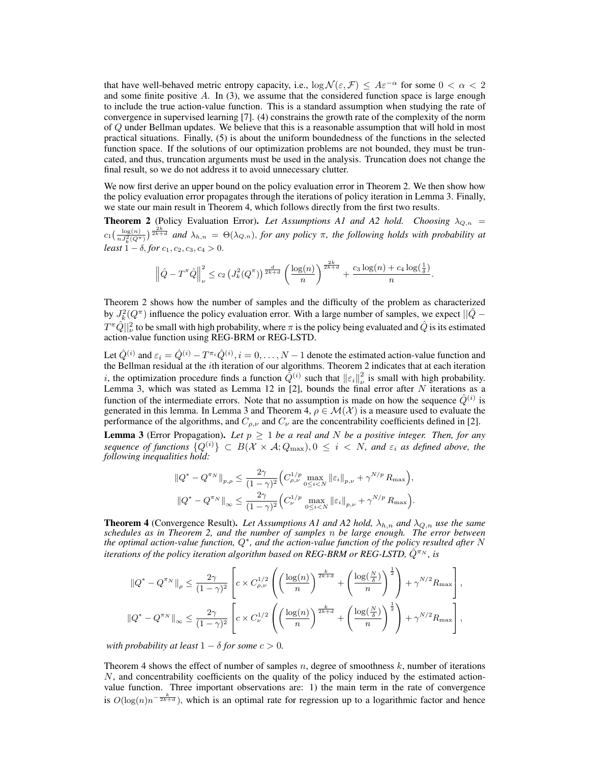that have well-behaved metric entropy capacity, i.e., $\log \mathcal{N}(\varepsilon, \mathcal{F}) \leq A\varepsilon^{-\alpha}$ for some $0 < \alpha < 2$ and some finite positive $A$. In (3), we assume that the considered function space is large enough to include the true action-value function. This is a standard assumption when studying the rate of convergence in supervised learning [7]. (4) constrains the growth rate of the complexity of the norm of $Q$ under Bellman updates. We believe that this is a reasonable assumption that will hold in most practical situations. Finally, (5) is about the uniform boundedness of the functions in the selected function space. If the solutions of our optimization problems are not bounded, they must be truncated, and thus, truncation arguments must be used in the analysis. Truncation does not change the final result, so we do not address it to avoid unnecessary clutter.

We now first derive an upper bound on the policy evaluation error in Theorem 2. We then show how the policy evaluation error propagates through the iterations of policy iteration in Lemma 3. Finally, we state our main result in Theorem 4, which follows directly from the first two results.

**Theorem 2** (Policy Evaluation Error)**.** *Let Assumptions A1 and A2 hold. Choosing $\lambda_{Q,n} = c_1\big(\frac{\log(n)}{nJ_k^2(Q^\pi)}\big)^{\frac{2k}{2k+d}}$ and $\lambda_{h,n} = \Theta(\lambda_{Q,n})$, for any policy $\pi$, the following holds with probability at least $1-\delta$, for $c_1, c_2, c_3, c_4 > 0$.*

$$\left\|\hat{Q} - T^\pi \hat{Q}\right\|_\nu^2 \leq c_2 \left(J_k^2(Q^\pi)\right)^{\frac{d}{2k+d}} \left(\frac{\log(n)}{n}\right)^{\frac{2k}{2k+d}} + \frac{c_3 \log(n) + c_4 \log(\frac{1}{\delta})}{n}.$$

Theorem 2 shows how the number of samples and the difficulty of the problem as characterized by $J_k^2(Q^\pi)$ influence the policy evaluation error. With a large number of samples, we expect $||\hat{Q} - T^\pi \hat{Q}||_\nu^2$ to be small with high probability, where $\pi$ is the policy being evaluated and $\hat{Q}$ is its estimated action-value function using REG-BRM or REG-LSTD.

Let $\hat{Q}^{(i)}$ and $\varepsilon_i = \hat{Q}^{(i)} - T^{\pi_i}\hat{Q}^{(i)}, i = 0, \ldots, N-1$ denote the estimated action-value function and the Bellman residual at the $i$th iteration of our algorithms. Theorem 2 indicates that at each iteration $i$, the optimization procedure finds a function $\hat{Q}^{(i)}$ such that $\|\varepsilon_i\|_\nu^2$ is small with high probability. Lemma 3, which was stated as Lemma 12 in [2], bounds the final error after $N$ iterations as a function of the intermediate errors. Note that no assumption is made on how the sequence $\hat{Q}^{(i)}$ is generated in this lemma. In Lemma 3 and Theorem 4, $\rho \in \mathcal{M}(\mathcal{X})$ is a measure used to evaluate the performance of the algorithms, and $C_{\rho,\nu}$ and $C_\nu$ are the concentrability coefficients defined in [2].

**Lemma 3** (Error Propagation)**.** *Let $p \geq 1$ be a real and $N$ be a positive integer. Then, for any sequence of functions $\{Q^{(i)}\} \subset B(\mathcal{X} \times \mathcal{A}; Q_{\max}), 0 \leq i < N$, and $\varepsilon_i$ as defined above, the following inequalities hold:*

$$\|Q^* - Q^{\pi_N}\|_{p,\rho} \leq \frac{2\gamma}{(1-\gamma)^2}\Big(C_{\rho,\nu}^{1/p} \max_{0\leq i<N} \|\varepsilon_i\|_{p,\nu} + \gamma^{N/p} R_{\max}\Big),$$

$$\|Q^* - Q^{\pi_N}\|_\infty \leq \frac{2\gamma}{(1-\gamma)^2}\Big(C_{\nu}^{1/p} \max_{0\leq i<N} \|\varepsilon_i\|_{p,\nu} + \gamma^{N/p} R_{\max}\Big).$$

**Theorem 4** (Convergence Result)**.** *Let Assumptions A1 and A2 hold, $\lambda_{h,n}$ and $\lambda_{Q,n}$ use the same schedules as in Theorem 2, and the number of samples $n$ be large enough. The error between the optimal action-value function, $Q^*$, and the action-value function of the policy resulted after $N$ iterations of the policy iteration algorithm based on REG-BRM or REG-LSTD, $\hat{Q}^{\pi_N}$, is*

$$\|Q^* - Q^{\pi_N}\|_\rho \leq \frac{2\gamma}{(1-\gamma)^2}\left[c \times C_{\rho,\nu}^{1/2}\left(\left(\frac{\log(n)}{n}\right)^{\frac{k}{2k+d}} + \left(\frac{\log(\frac{N}{\delta})}{n}\right)^{\frac{1}{2}}\right) + \gamma^{N/2} R_{\max}\right],$$

$$\|Q^* - Q^{\pi_N}\|_\infty \leq \frac{2\gamma}{(1-\gamma)^2}\left[c \times C_{\nu}^{1/2}\left(\left(\frac{\log(n)}{n}\right)^{\frac{k}{2k+d}} + \left(\frac{\log(\frac{N}{\delta})}{n}\right)^{\frac{1}{2}}\right) + \gamma^{N/2} R_{\max}\right],$$

*with probability at least $1-\delta$ for some $c > 0$.*

Theorem 4 shows the effect of number of samples $n$, degree of smoothness $k$, number of iterations $N$, and concentrability coefficients on the quality of the policy induced by the estimated action-value function. Three important observations are: 1) the main term in the rate of convergence is $O(\log(n)n^{-\frac{k}{2k+d}})$, which is an optimal rate for regression up to a logarithmic factor and hence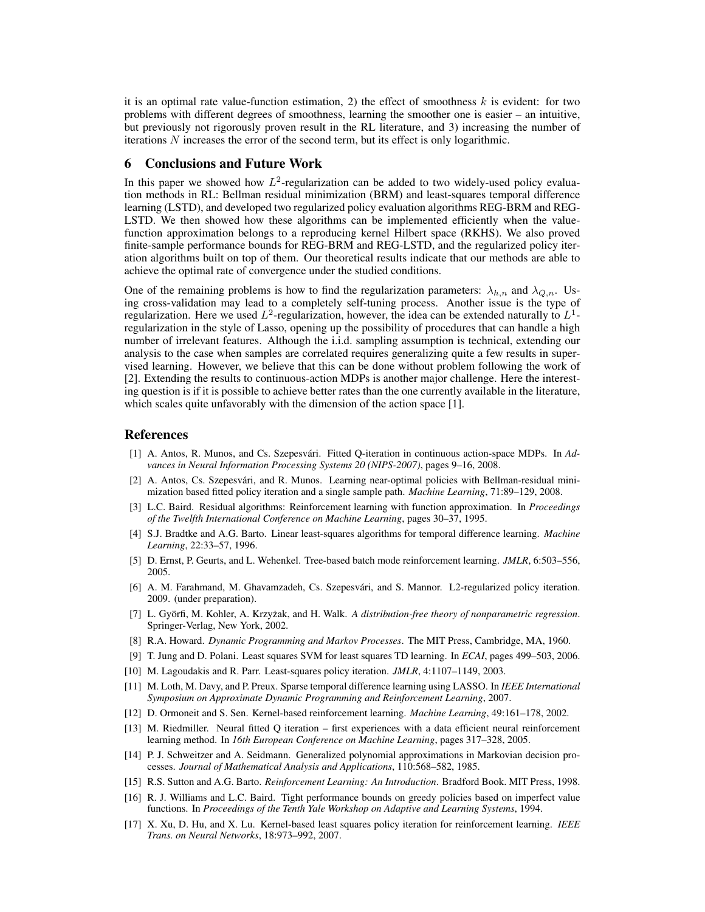it is an optimal rate value-function estimation, 2) the effect of smoothness $k$ is evident: for two problems with different degrees of smoothness, learning the smoother one is easier – an intuitive, but previously not rigorously proven result in the RL literature, and 3) increasing the number of iterations $N$ increases the error of the second term, but its effect is only logarithmic.

## 6 Conclusions and Future Work

In this paper we showed how $L^2$-regularization can be added to two widely-used policy evaluation methods in RL: Bellman residual minimization (BRM) and least-squares temporal difference learning (LSTD), and developed two regularized policy evaluation algorithms REG-BRM and REG-LSTD. We then showed how these algorithms can be implemented efficiently when the value-function approximation belongs to a reproducing kernel Hilbert space (RKHS). We also proved finite-sample performance bounds for REG-BRM and REG-LSTD, and the regularized policy iteration algorithms built on top of them. Our theoretical results indicate that our methods are able to achieve the optimal rate of convergence under the studied conditions.

One of the remaining problems is how to find the regularization parameters: $\lambda_{h,n}$ and $\lambda_{Q,n}$. Using cross-validation may lead to a completely self-tuning process. Another issue is the type of regularization. Here we used $L^2$-regularization, however, the idea can be extended naturally to $L^1$-regularization in the style of Lasso, opening up the possibility of procedures that can handle a high number of irrelevant features. Although the i.i.d. sampling assumption is technical, extending our analysis to the case when samples are correlated requires generalizing quite a few results in supervised learning. However, we believe that this can be done without problem following the work of [2]. Extending the results to continuous-action MDPs is another major challenge. Here the interesting question is if it is possible to achieve better rates than the one currently available in the literature, which scales quite unfavorably with the dimension of the action space [1].

## References

[1] A. Antos, R. Munos, and Cs. Szepesvári. Fitted Q-iteration in continuous action-space MDPs. In *Advances in Neural Information Processing Systems 20 (NIPS-2007)*, pages 9–16, 2008.

[2] A. Antos, Cs. Szepesvári, and R. Munos. Learning near-optimal policies with Bellman-residual minimization based fitted policy iteration and a single sample path. *Machine Learning*, 71:89–129, 2008.

[3] L.C. Baird. Residual algorithms: Reinforcement learning with function approximation. In *Proceedings of the Twelfth International Conference on Machine Learning*, pages 30–37, 1995.

[4] S.J. Bradtke and A.G. Barto. Linear least-squares algorithms for temporal difference learning. *Machine Learning*, 22:33–57, 1996.

[5] D. Ernst, P. Geurts, and L. Wehenkel. Tree-based batch mode reinforcement learning. *JMLR*, 6:503–556, 2005.

[6] A. M. Farahmand, M. Ghavamzadeh, Cs. Szepesvári, and S. Mannor. L2-regularized policy iteration. 2009. (under preparation).

[7] L. Györfi, M. Kohler, A. Krzyżak, and H. Walk. *A distribution-free theory of nonparametric regression*. Springer-Verlag, New York, 2002.

[8] R.A. Howard. *Dynamic Programming and Markov Processes*. The MIT Press, Cambridge, MA, 1960.

[9] T. Jung and D. Polani. Least squares SVM for least squares TD learning. In *ECAI*, pages 499–503, 2006.

[10] M. Lagoudakis and R. Parr. Least-squares policy iteration. *JMLR*, 4:1107–1149, 2003.

[11] M. Loth, M. Davy, and P. Preux. Sparse temporal difference learning using LASSO. In *IEEE International Symposium on Approximate Dynamic Programming and Reinforcement Learning*, 2007.

[12] D. Ormoneit and S. Sen. Kernel-based reinforcement learning. *Machine Learning*, 49:161–178, 2002.

[13] M. Riedmiller. Neural fitted Q iteration – first experiences with a data efficient neural reinforcement learning method. In *16th European Conference on Machine Learning*, pages 317–328, 2005.

[14] P. J. Schweitzer and A. Seidmann. Generalized polynomial approximations in Markovian decision processes. *Journal of Mathematical Analysis and Applications*, 110:568–582, 1985.

[15] R.S. Sutton and A.G. Barto. *Reinforcement Learning: An Introduction*. Bradford Book. MIT Press, 1998.

[16] R. J. Williams and L.C. Baird. Tight performance bounds on greedy policies based on imperfect value functions. In *Proceedings of the Tenth Yale Workshop on Adaptive and Learning Systems*, 1994.

[17] X. Xu, D. Hu, and X. Lu. Kernel-based least squares policy iteration for reinforcement learning. *IEEE Trans. on Neural Networks*, 18:973–992, 2007.